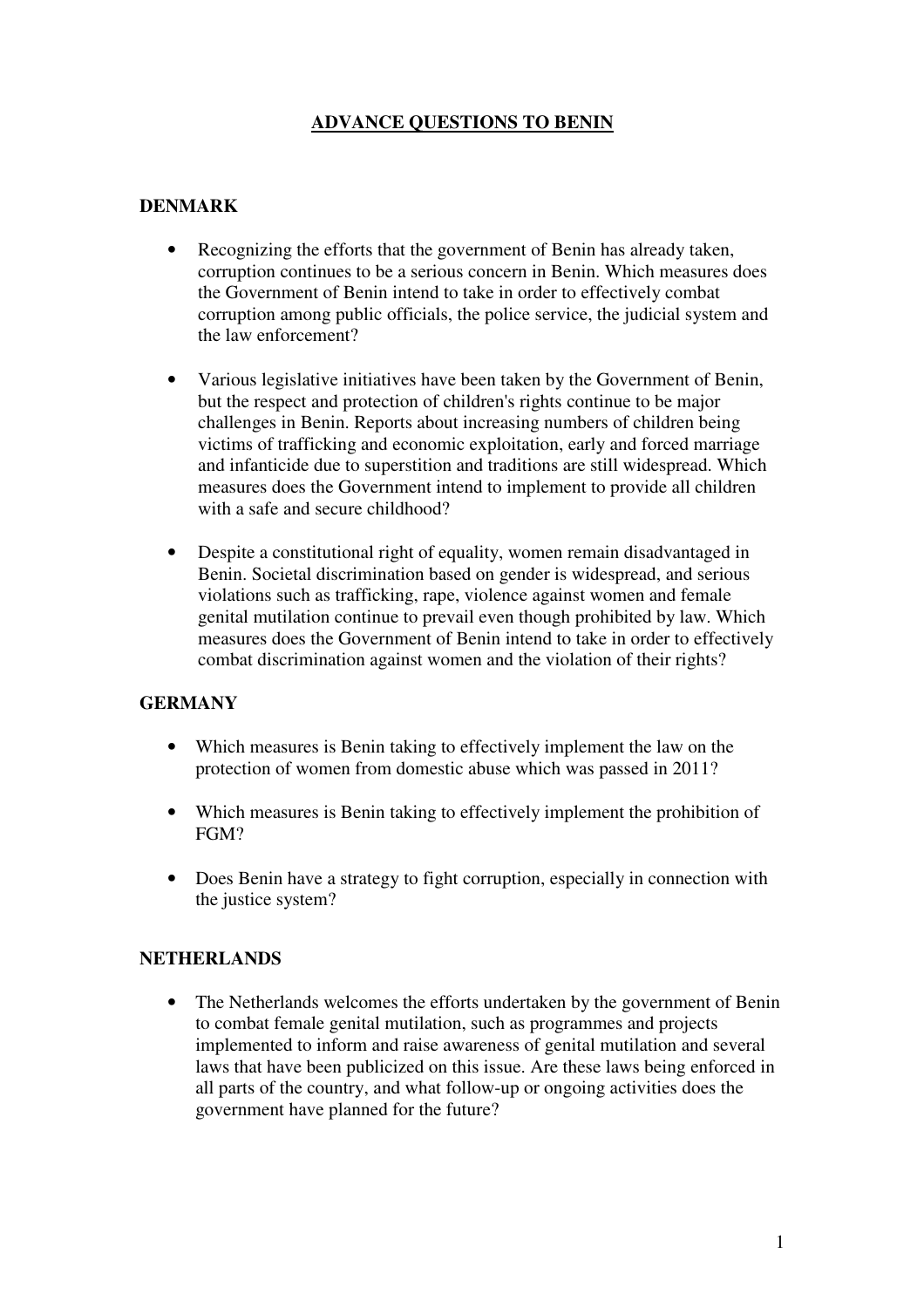# ADVANCE QUESTIONS TO BENIN

## DENMARK

- Recognizing the efforts that the government of Benin has already taken, corruption continues to be a serious concern in Benin. Which measures does the Government of Benin intend to take in order to effectively combat corruption among public officials, the police service, the judicial system and the law enforcement?

- Various legislative initiatives have been taken by the Government of Benin, but the respect and protection of children's rights continue to be major challenges in Benin. Reports about increasing numbers of children being victims of trafficking and economic exploitation, early and forced marriage and infanticide due to superstition and traditions are still widespread. Which measures does the Government intend to implement to provide all children with a safe and secure childhood?

- Despite a constitutional right of equality, women remain disadvantaged in Benin. Societal discrimination based on gender is widespread, and serious violations such as trafficking, rape, violence against women and female genital mutilation continue to prevail even though prohibited by law. Which measures does the Government of Benin intend to take in order to effectively combat discrimination against women and the violation of their rights?

## GERMANY

- Which measures is Benin taking to effectively implement the law on the protection of women from domestic abuse which was passed in 2011?

- Which measures is Benin taking to effectively implement the prohibition of FGM?

- Does Benin have a strategy to fight corruption, especially in connection with the justice system?

## NETHERLANDS

- The Netherlands welcomes the efforts undertaken by the government of Benin to combat female genital mutilation, such as programmes and projects implemented to inform and raise awareness of genital mutilation and several laws that have been publicized on this issue. Are these laws being enforced in all parts of the country, and what follow-up or ongoing activities does the government have planned for the future?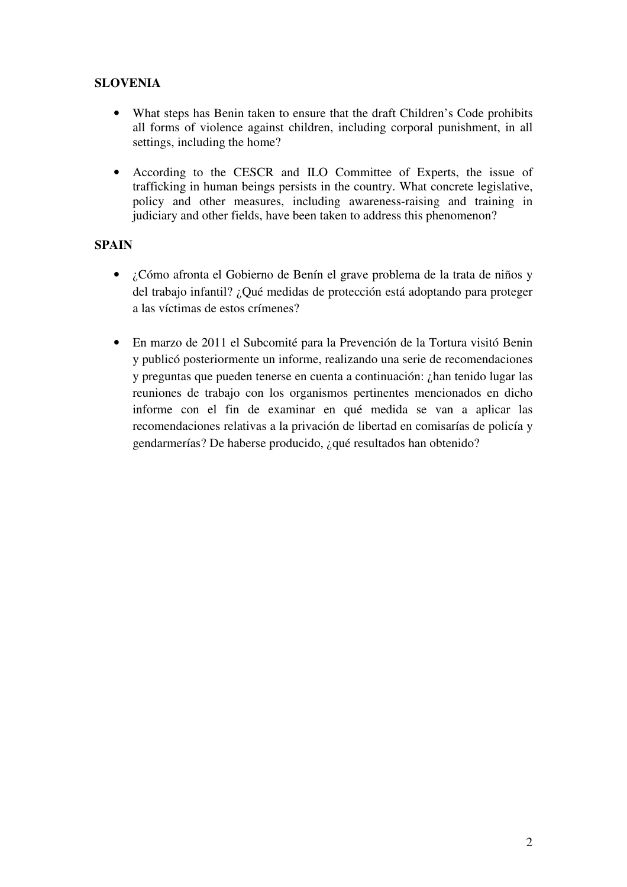**SLOVENIA**

- What steps has Benin taken to ensure that the draft Children's Code prohibits all forms of violence against children, including corporal punishment, in all settings, including the home?

- According to the CESCR and ILO Committee of Experts, the issue of trafficking in human beings persists in the country. What concrete legislative, policy and other measures, including awareness-raising and training in judiciary and other fields, have been taken to address this phenomenon?

**SPAIN**

- ¿Cómo afronta el Gobierno de Benín el grave problema de la trata de niños y del trabajo infantil? ¿Qué medidas de protección está adoptando para proteger a las víctimas de estos crímenes?

- En marzo de 2011 el Subcomité para la Prevención de la Tortura visitó Benin y publicó posteriormente un informe, realizando una serie de recomendaciones y preguntas que pueden tenerse en cuenta a continuación: ¿han tenido lugar las reuniones de trabajo con los organismos pertinentes mencionados en dicho informe con el fin de examinar en qué medida se van a aplicar las recomendaciones relativas a la privación de libertad en comisarías de policía y gendarmerías? De haberse producido, ¿qué resultados han obtenido?